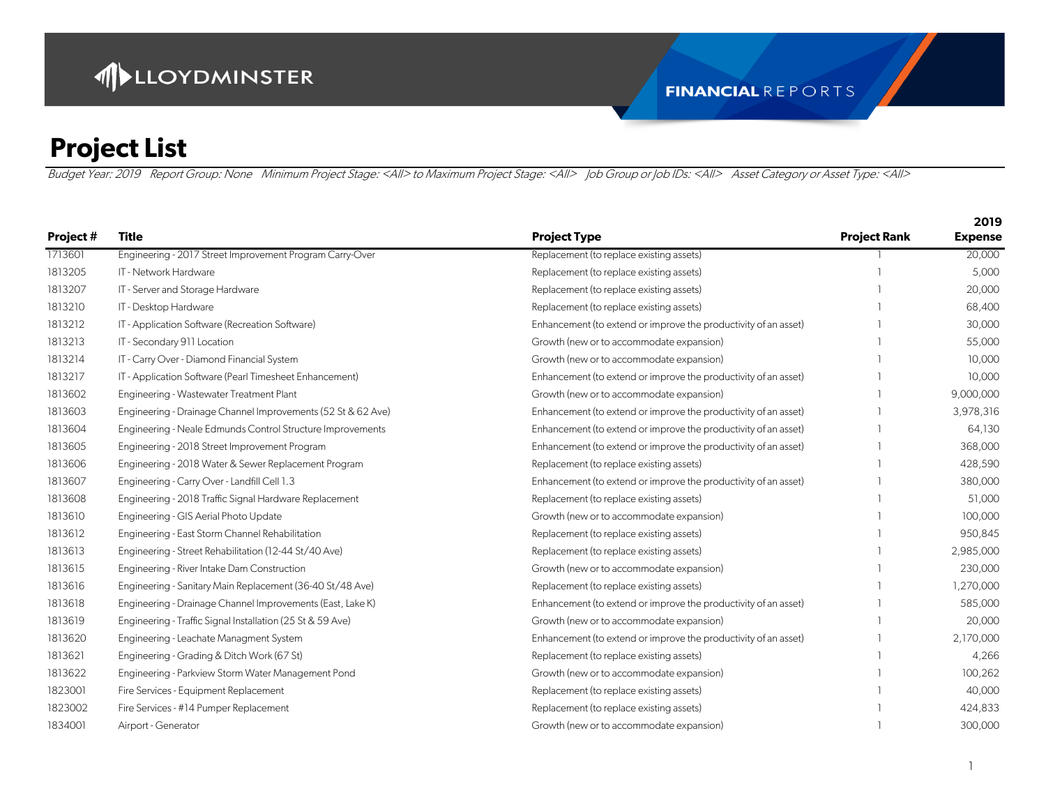LLOYDMINSTER

**FINANCIAL** REPORTS

# Project List

*Budget Year: 2019 Report Group: None Minimum Project Stage: <All> to Maximum Project Stage: <All> Job Group or Job IDs: <All> Asset Category or Asset Type: <All>*

| Project # | Title | Project Type | Project Rank | 2019 Expense |
|---|---|---|---|---|
| 1713601 | Engineering - 2017 Street Improvement Program Carry-Over | Replacement (to replace existing assets) | 1 | 20,000 |
| 1813205 | IT - Network Hardware | Replacement (to replace existing assets) | 1 | 5,000 |
| 1813207 | IT - Server and Storage Hardware | Replacement (to replace existing assets) | 1 | 20,000 |
| 1813210 | IT - Desktop Hardware | Replacement (to replace existing assets) | 1 | 68,400 |
| 1813212 | IT - Application Software (Recreation Software) | Enhancement (to extend or improve the productivity of an asset) | 1 | 30,000 |
| 1813213 | IT - Secondary 911 Location | Growth (new or to accommodate expansion) | 1 | 55,000 |
| 1813214 | IT - Carry Over - Diamond Financial System | Growth (new or to accommodate expansion) | 1 | 10,000 |
| 1813217 | IT - Application Software (Pearl Timesheet Enhancement) | Enhancement (to extend or improve the productivity of an asset) | 1 | 10,000 |
| 1813602 | Engineering - Wastewater Treatment Plant | Growth (new or to accommodate expansion) | 1 | 9,000,000 |
| 1813603 | Engineering - Drainage Channel Improvements (52 St & 62 Ave) | Enhancement (to extend or improve the productivity of an asset) | 1 | 3,978,316 |
| 1813604 | Engineering - Neale Edmunds Control Structure Improvements | Enhancement (to extend or improve the productivity of an asset) | 1 | 64,130 |
| 1813605 | Engineering - 2018 Street Improvement Program | Enhancement (to extend or improve the productivity of an asset) | 1 | 368,000 |
| 1813606 | Engineering - 2018 Water & Sewer Replacement Program | Replacement (to replace existing assets) | 1 | 428,590 |
| 1813607 | Engineering - Carry Over - Landfill Cell 1.3 | Enhancement (to extend or improve the productivity of an asset) | 1 | 380,000 |
| 1813608 | Engineering - 2018 Traffic Signal Hardware Replacement | Replacement (to replace existing assets) | 1 | 51,000 |
| 1813610 | Engineering - GIS Aerial Photo Update | Growth (new or to accommodate expansion) | 1 | 100,000 |
| 1813612 | Engineering - East Storm Channel Rehabilitation | Replacement (to replace existing assets) | 1 | 950,845 |
| 1813613 | Engineering - Street Rehabilitation (12-44 St/40 Ave) | Replacement (to replace existing assets) | 1 | 2,985,000 |
| 1813615 | Engineering - River Intake Dam Construction | Growth (new or to accommodate expansion) | 1 | 230,000 |
| 1813616 | Engineering - Sanitary Main Replacement (36-40 St/48 Ave) | Replacement (to replace existing assets) | 1 | 1,270,000 |
| 1813618 | Engineering - Drainage Channel Improvements (East, Lake K) | Enhancement (to extend or improve the productivity of an asset) | 1 | 585,000 |
| 1813619 | Engineering - Traffic Signal Installation (25 St & 59 Ave) | Growth (new or to accommodate expansion) | 1 | 20,000 |
| 1813620 | Engineering - Leachate Managment System | Enhancement (to extend or improve the productivity of an asset) | 1 | 2,170,000 |
| 1813621 | Engineering - Grading & Ditch Work (67 St) | Replacement (to replace existing assets) | 1 | 4,266 |
| 1813622 | Engineering - Parkview Storm Water Management Pond | Growth (new or to accommodate expansion) | 1 | 100,262 |
| 1823001 | Fire Services - Equipment Replacement | Replacement (to replace existing assets) | 1 | 40,000 |
| 1823002 | Fire Services - #14 Pumper Replacement | Replacement (to replace existing assets) | 1 | 424,833 |
| 1834001 | Airport - Generator | Growth (new or to accommodate expansion) | 1 | 300,000 |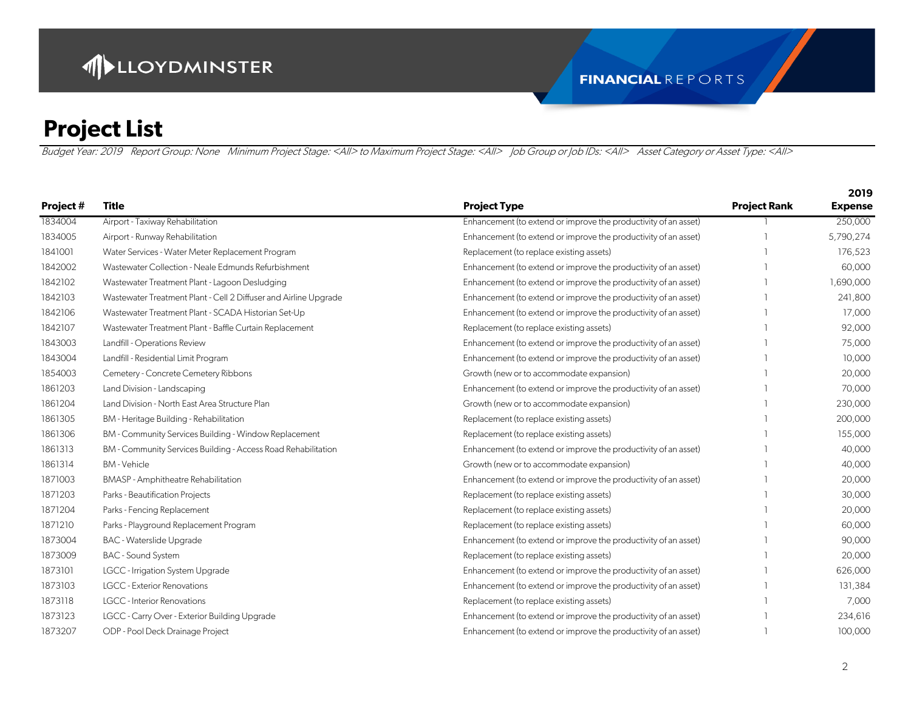# Project List

*Budget Year: 2019 Report Group: None Minimum Project Stage: <All> to Maximum Project Stage: <All> Job Group or Job IDs: <All> Asset Category or Asset Type: <All>*

| Project # | Title | Project Type | Project Rank | 2019 Expense |
|---|---|---|---|---|
| 1834004 | Airport - Taxiway Rehabilitation | Enhancement (to extend or improve the productivity of an asset) | 1 | 250,000 |
| 1834005 | Airport - Runway Rehabilitation | Enhancement (to extend or improve the productivity of an asset) | 1 | 5,790,274 |
| 1841001 | Water Services - Water Meter Replacement Program | Replacement (to replace existing assets) | 1 | 176,523 |
| 1842002 | Wastewater Collection - Neale Edmunds Refurbishment | Enhancement (to extend or improve the productivity of an asset) | 1 | 60,000 |
| 1842102 | Wastewater Treatment Plant - Lagoon Desludging | Enhancement (to extend or improve the productivity of an asset) | 1 | 1,690,000 |
| 1842103 | Wastewater Treatment Plant - Cell 2 Diffuser and Airline Upgrade | Enhancement (to extend or improve the productivity of an asset) | 1 | 241,800 |
| 1842106 | Wastewater Treatment Plant - SCADA Historian Set-Up | Enhancement (to extend or improve the productivity of an asset) | 1 | 17,000 |
| 1842107 | Wastewater Treatment Plant - Baffle Curtain Replacement | Replacement (to replace existing assets) | 1 | 92,000 |
| 1843003 | Landfill - Operations Review | Enhancement (to extend or improve the productivity of an asset) | 1 | 75,000 |
| 1843004 | Landfill - Residential Limit Program | Enhancement (to extend or improve the productivity of an asset) | 1 | 10,000 |
| 1854003 | Cemetery - Concrete Cemetery Ribbons | Growth (new or to accommodate expansion) | 1 | 20,000 |
| 1861203 | Land Division - Landscaping | Enhancement (to extend or improve the productivity of an asset) | 1 | 70,000 |
| 1861204 | Land Division - North East Area Structure Plan | Growth (new or to accommodate expansion) | 1 | 230,000 |
| 1861305 | BM - Heritage Building - Rehabilitation | Replacement (to replace existing assets) | 1 | 200,000 |
| 1861306 | BM - Community Services Building - Window Replacement | Replacement (to replace existing assets) | 1 | 155,000 |
| 1861313 | BM - Community Services Building - Access Road Rehabilitation | Enhancement (to extend or improve the productivity of an asset) | 1 | 40,000 |
| 1861314 | BM - Vehicle | Growth (new or to accommodate expansion) | 1 | 40,000 |
| 1871003 | BMASP - Amphitheatre Rehabilitation | Enhancement (to extend or improve the productivity of an asset) | 1 | 20,000 |
| 1871203 | Parks - Beautification Projects | Replacement (to replace existing assets) | 1 | 30,000 |
| 1871204 | Parks - Fencing Replacement | Replacement (to replace existing assets) | 1 | 20,000 |
| 1871210 | Parks - Playground Replacement Program | Replacement (to replace existing assets) | 1 | 60,000 |
| 1873004 | BAC - Waterslide Upgrade | Enhancement (to extend or improve the productivity of an asset) | 1 | 90,000 |
| 1873009 | BAC - Sound System | Replacement (to replace existing assets) | 1 | 20,000 |
| 1873101 | LGCC - Irrigation System Upgrade | Enhancement (to extend or improve the productivity of an asset) | 1 | 626,000 |
| 1873103 | LGCC - Exterior Renovations | Enhancement (to extend or improve the productivity of an asset) | 1 | 131,384 |
| 1873118 | LGCC - Interior Renovations | Replacement (to replace existing assets) | 1 | 7,000 |
| 1873123 | LGCC - Carry Over - Exterior Building Upgrade | Enhancement (to extend or improve the productivity of an asset) | 1 | 234,616 |
| 1873207 | ODP - Pool Deck Drainage Project | Enhancement (to extend or improve the productivity of an asset) | 1 | 100,000 |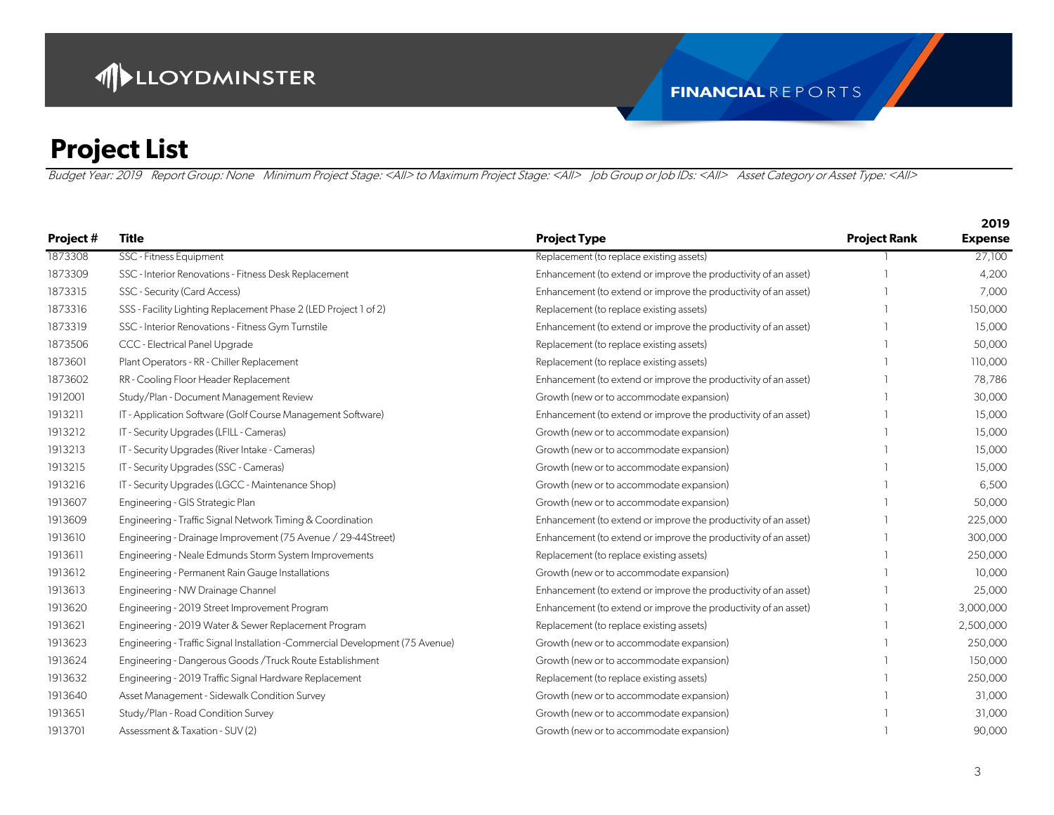# Project List

*Budget Year: 2019 Report Group: None Minimum Project Stage: <All> to Maximum Project Stage: <All> Job Group or Job IDs: <All> Asset Category or Asset Type: <All>*

| Project # | Title | Project Type | Project Rank | 2019 Expense |
|---|---|---|---|---|
| 1873308 | SSC - Fitness Equipment | Replacement (to replace existing assets) | 1 | 27,100 |
| 1873309 | SSC - Interior Renovations - Fitness Desk Replacement | Enhancement (to extend or improve the productivity of an asset) | 1 | 4,200 |
| 1873315 | SSC - Security (Card Access) | Enhancement (to extend or improve the productivity of an asset) | 1 | 7,000 |
| 1873316 | SSS - Facility Lighting Replacement Phase 2 (LED Project 1 of 2) | Replacement (to replace existing assets) | 1 | 150,000 |
| 1873319 | SSC - Interior Renovations - Fitness Gym Turnstile | Enhancement (to extend or improve the productivity of an asset) | 1 | 15,000 |
| 1873506 | CCC - Electrical Panel Upgrade | Replacement (to replace existing assets) | 1 | 50,000 |
| 1873601 | Plant Operators - RR - Chiller Replacement | Replacement (to replace existing assets) | 1 | 110,000 |
| 1873602 | RR - Cooling Floor Header Replacement | Enhancement (to extend or improve the productivity of an asset) | 1 | 78,786 |
| 1912001 | Study/Plan - Document Management Review | Growth (new or to accommodate expansion) | 1 | 30,000 |
| 1913211 | IT - Application Software (Golf Course Management Software) | Enhancement (to extend or improve the productivity of an asset) | 1 | 15,000 |
| 1913212 | IT - Security Upgrades (LFILL - Cameras) | Growth (new or to accommodate expansion) | 1 | 15,000 |
| 1913213 | IT - Security Upgrades (River Intake - Cameras) | Growth (new or to accommodate expansion) | 1 | 15,000 |
| 1913215 | IT - Security Upgrades (SSC - Cameras) | Growth (new or to accommodate expansion) | 1 | 15,000 |
| 1913216 | IT - Security Upgrades (LGCC - Maintenance Shop) | Growth (new or to accommodate expansion) | 1 | 6,500 |
| 1913607 | Engineering - GIS Strategic Plan | Growth (new or to accommodate expansion) | 1 | 50,000 |
| 1913609 | Engineering - Traffic Signal Network Timing & Coordination | Enhancement (to extend or improve the productivity of an asset) | 1 | 225,000 |
| 1913610 | Engineering - Drainage Improvement (75 Avenue / 29-44Street) | Enhancement (to extend or improve the productivity of an asset) | 1 | 300,000 |
| 1913611 | Engineering - Neale Edmunds Storm System Improvements | Replacement (to replace existing assets) | 1 | 250,000 |
| 1913612 | Engineering - Permanent Rain Gauge Installations | Growth (new or to accommodate expansion) | 1 | 10,000 |
| 1913613 | Engineering - NW Drainage Channel | Enhancement (to extend or improve the productivity of an asset) | 1 | 25,000 |
| 1913620 | Engineering - 2019 Street Improvement Program | Enhancement (to extend or improve the productivity of an asset) | 1 | 3,000,000 |
| 1913621 | Engineering - 2019 Water & Sewer Replacement Program | Replacement (to replace existing assets) | 1 | 2,500,000 |
| 1913623 | Engineering - Traffic Signal Installation -Commercial Development (75 Avenue) | Growth (new or to accommodate expansion) | 1 | 250,000 |
| 1913624 | Engineering - Dangerous Goods / Truck Route Establishment | Growth (new or to accommodate expansion) | 1 | 150,000 |
| 1913632 | Engineering - 2019 Traffic Signal Hardware Replacement | Replacement (to replace existing assets) | 1 | 250,000 |
| 1913640 | Asset Management - Sidewalk Condition Survey | Growth (new or to accommodate expansion) | 1 | 31,000 |
| 1913651 | Study/Plan - Road Condition Survey | Growth (new or to accommodate expansion) | 1 | 31,000 |
| 1913701 | Assessment & Taxation - SUV (2) | Growth (new or to accommodate expansion) | 1 | 90,000 |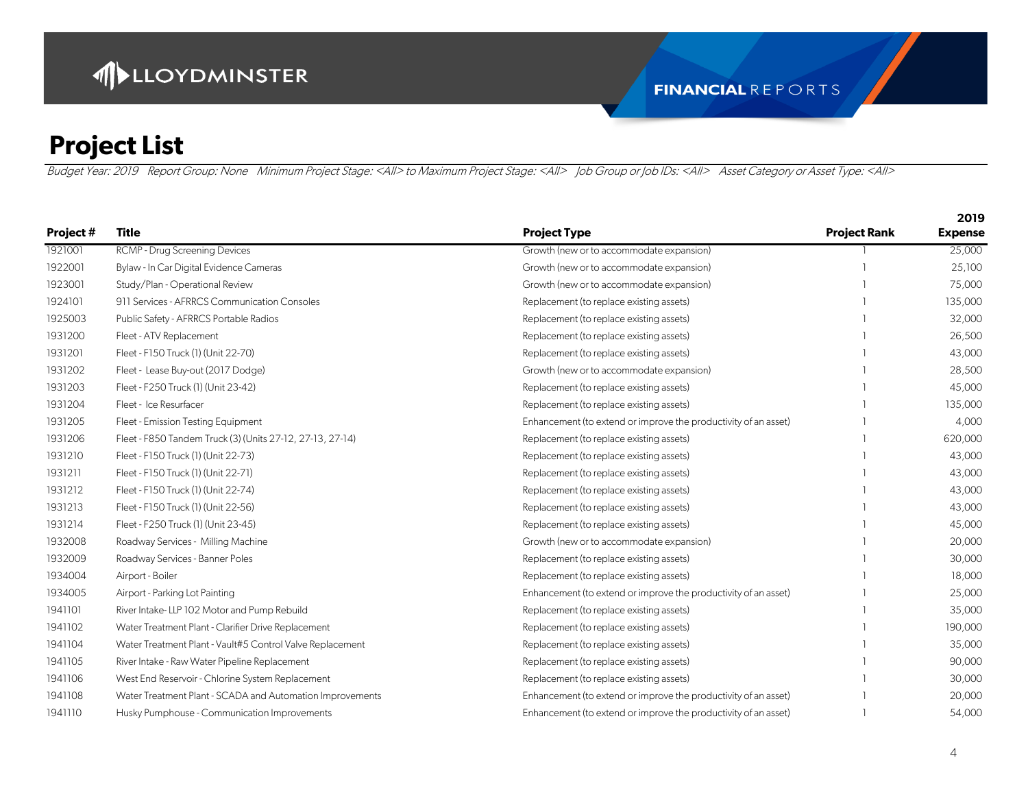# Project List

*Budget Year: 2019 Report Group: None Minimum Project Stage: <All> to Maximum Project Stage: <All> Job Group or Job IDs: <All> Asset Category or Asset Type: <All>*

| Project # | Title | Project Type | Project Rank | 2019 Expense |
|---|---|---|---|---|
| 1921001 | RCMP - Drug Screening Devices | Growth (new or to accommodate expansion) | 1 | 25,000 |
| 1922001 | Bylaw - In Car Digital Evidence Cameras | Growth (new or to accommodate expansion) | 1 | 25,100 |
| 1923001 | Study/Plan - Operational Review | Growth (new or to accommodate expansion) | 1 | 75,000 |
| 1924101 | 911 Services - AFRRCS Communication Consoles | Replacement (to replace existing assets) | 1 | 135,000 |
| 1925003 | Public Safety - AFRRCS Portable Radios | Replacement (to replace existing assets) | 1 | 32,000 |
| 1931200 | Fleet - ATV Replacement | Replacement (to replace existing assets) | 1 | 26,500 |
| 1931201 | Fleet - F150 Truck (1) (Unit 22-70) | Replacement (to replace existing assets) | 1 | 43,000 |
| 1931202 | Fleet - Lease Buy-out (2017 Dodge) | Growth (new or to accommodate expansion) | 1 | 28,500 |
| 1931203 | Fleet - F250 Truck (1) (Unit 23-42) | Replacement (to replace existing assets) | 1 | 45,000 |
| 1931204 | Fleet - Ice Resurfacer | Replacement (to replace existing assets) | 1 | 135,000 |
| 1931205 | Fleet - Emission Testing Equipment | Enhancement (to extend or improve the productivity of an asset) | 1 | 4,000 |
| 1931206 | Fleet - F850 Tandem Truck (3) (Units 27-12, 27-13, 27-14) | Replacement (to replace existing assets) | 1 | 620,000 |
| 1931210 | Fleet - F150 Truck (1) (Unit 22-73) | Replacement (to replace existing assets) | 1 | 43,000 |
| 1931211 | Fleet - F150 Truck (1) (Unit 22-71) | Replacement (to replace existing assets) | 1 | 43,000 |
| 1931212 | Fleet - F150 Truck (1) (Unit 22-74) | Replacement (to replace existing assets) | 1 | 43,000 |
| 1931213 | Fleet - F150 Truck (1) (Unit 22-56) | Replacement (to replace existing assets) | 1 | 43,000 |
| 1931214 | Fleet - F250 Truck (1) (Unit 23-45) | Replacement (to replace existing assets) | 1 | 45,000 |
| 1932008 | Roadway Services - Milling Machine | Growth (new or to accommodate expansion) | 1 | 20,000 |
| 1932009 | Roadway Services - Banner Poles | Replacement (to replace existing assets) | 1 | 30,000 |
| 1934004 | Airport - Boiler | Replacement (to replace existing assets) | 1 | 18,000 |
| 1934005 | Airport - Parking Lot Painting | Enhancement (to extend or improve the productivity of an asset) | 1 | 25,000 |
| 1941101 | River Intake- LLP 102 Motor and Pump Rebuild | Replacement (to replace existing assets) | 1 | 35,000 |
| 1941102 | Water Treatment Plant - Clarifier Drive Replacement | Replacement (to replace existing assets) | 1 | 190,000 |
| 1941104 | Water Treatment Plant - Vault#5 Control Valve Replacement | Replacement (to replace existing assets) | 1 | 35,000 |
| 1941105 | River Intake - Raw Water Pipeline Replacement | Replacement (to replace existing assets) | 1 | 90,000 |
| 1941106 | West End Reservoir - Chlorine System Replacement | Replacement (to replace existing assets) | 1 | 30,000 |
| 1941108 | Water Treatment Plant - SCADA and Automation Improvements | Enhancement (to extend or improve the productivity of an asset) | 1 | 20,000 |
| 1941110 | Husky Pumphouse - Communication Improvements | Enhancement (to extend or improve the productivity of an asset) | 1 | 54,000 |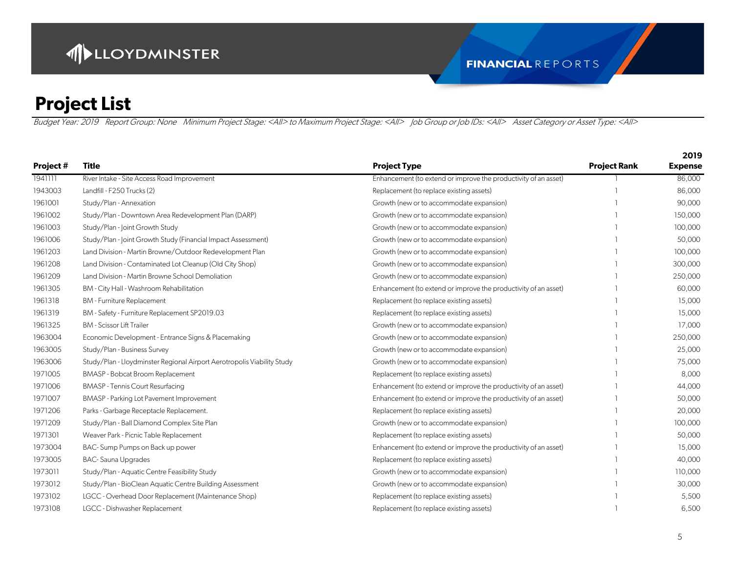# Project List

*Budget Year: 2019 Report Group: None Minimum Project Stage: <All> to Maximum Project Stage: <All> Job Group or Job IDs: <All> Asset Category or Asset Type: <All>*

| Project # | Title | Project Type | Project Rank | 2019 Expense |
|---|---|---|---|---|
| 1941111 | River Intake - Site Access Road Improvement | Enhancement (to extend or improve the productivity of an asset) | 1 | 86,000 |
| 1943003 | Landfill - F250 Trucks (2) | Replacement (to replace existing assets) | 1 | 86,000 |
| 1961001 | Study/Plan - Annexation | Growth (new or to accommodate expansion) | 1 | 90,000 |
| 1961002 | Study/Plan - Downtown Area Redevelopment Plan (DARP) | Growth (new or to accommodate expansion) | 1 | 150,000 |
| 1961003 | Study/Plan - Joint Growth Study | Growth (new or to accommodate expansion) | 1 | 100,000 |
| 1961006 | Study/Plan - Joint Growth Study (Financial Impact Assessment) | Growth (new or to accommodate expansion) | 1 | 50,000 |
| 1961203 | Land Division - Martin Browne/Outdoor Redevelopment Plan | Growth (new or to accommodate expansion) | 1 | 100,000 |
| 1961208 | Land Division - Contaminated Lot Cleanup (Old City Shop) | Growth (new or to accommodate expansion) | 1 | 300,000 |
| 1961209 | Land Division - Martin Browne School Demoliation | Growth (new or to accommodate expansion) | 1 | 250,000 |
| 1961305 | BM - City Hall - Washroom Rehabilitation | Enhancement (to extend or improve the productivity of an asset) | 1 | 60,000 |
| 1961318 | BM - Furniture Replacement | Replacement (to replace existing assets) | 1 | 15,000 |
| 1961319 | BM - Safety - Furniture Replacement SP2019.03 | Replacement (to replace existing assets) | 1 | 15,000 |
| 1961325 | BM - Scissor Lift Trailer | Growth (new or to accommodate expansion) | 1 | 17,000 |
| 1963004 | Economic Development - Entrance Signs & Placemaking | Growth (new or to accommodate expansion) | 1 | 250,000 |
| 1963005 | Study/Plan - Business Survey | Growth (new or to accommodate expansion) | 1 | 25,000 |
| 1963006 | Study/Plan - Lloydminster Regional Airport Aerotropolis Viability Study | Growth (new or to accommodate expansion) | 1 | 75,000 |
| 1971005 | BMASP - Bobcat Broom Replacement | Replacement (to replace existing assets) | 1 | 8,000 |
| 1971006 | BMASP - Tennis Court Resurfacing | Enhancement (to extend or improve the productivity of an asset) | 1 | 44,000 |
| 1971007 | BMASP - Parking Lot Pavement Improvement | Enhancement (to extend or improve the productivity of an asset) | 1 | 50,000 |
| 1971206 | Parks - Garbage Receptacle Replacement. | Replacement (to replace existing assets) | 1 | 20,000 |
| 1971209 | Study/Plan - Ball Diamond Complex Site Plan | Growth (new or to accommodate expansion) | 1 | 100,000 |
| 1971301 | Weaver Park - Picnic Table Replacement | Replacement (to replace existing assets) | 1 | 50,000 |
| 1973004 | BAC- Sump Pumps on Back up power | Enhancement (to extend or improve the productivity of an asset) | 1 | 15,000 |
| 1973005 | BAC- Sauna Upgrades | Replacement (to replace existing assets) | 1 | 40,000 |
| 1973011 | Study/Plan - Aquatic Centre Feasibility Study | Growth (new or to accommodate expansion) | 1 | 110,000 |
| 1973012 | Study/Plan - BioClean Aquatic Centre Building Assessment | Growth (new or to accommodate expansion) | 1 | 30,000 |
| 1973102 | LGCC - Overhead Door Replacement (Maintenance Shop) | Replacement (to replace existing assets) | 1 | 5,500 |
| 1973108 | LGCC - Dishwasher Replacement | Replacement (to replace existing assets) | 1 | 6,500 |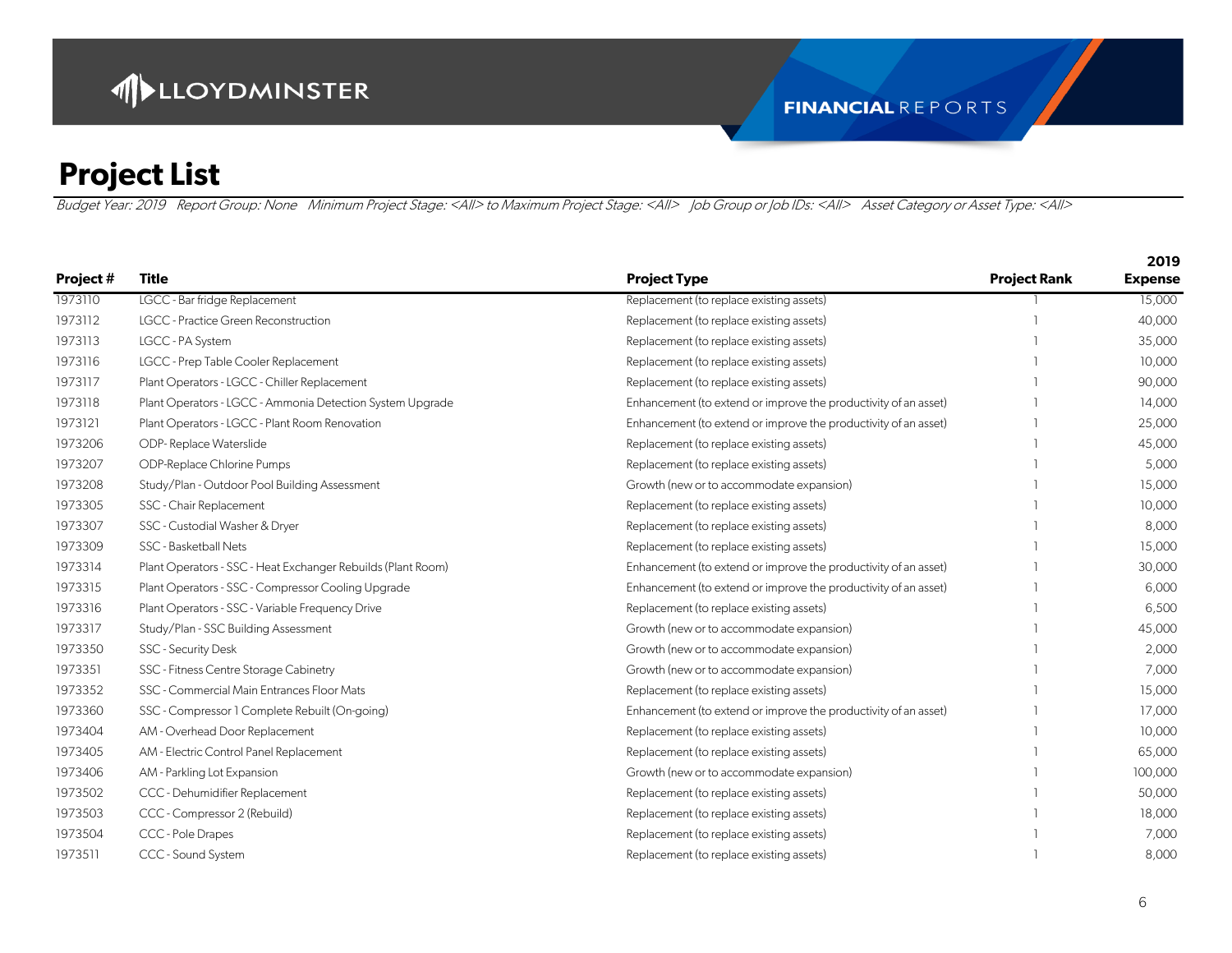# Project List

*Budget Year: 2019 Report Group: None Minimum Project Stage: <All> to Maximum Project Stage: <All> Job Group or Job IDs: <All> Asset Category or Asset Type: <All>*

| Project # | Title | Project Type | Project Rank | 2019 Expense |
|---|---|---|---|---|
| 1973110 | LGCC - Bar fridge Replacement | Replacement (to replace existing assets) | 1 | 15,000 |
| 1973112 | LGCC - Practice Green Reconstruction | Replacement (to replace existing assets) | 1 | 40,000 |
| 1973113 | LGCC - PA System | Replacement (to replace existing assets) | 1 | 35,000 |
| 1973116 | LGCC - Prep Table Cooler Replacement | Replacement (to replace existing assets) | 1 | 10,000 |
| 1973117 | Plant Operators - LGCC - Chiller Replacement | Replacement (to replace existing assets) | 1 | 90,000 |
| 1973118 | Plant Operators - LGCC - Ammonia Detection System Upgrade | Enhancement (to extend or improve the productivity of an asset) | 1 | 14,000 |
| 1973121 | Plant Operators - LGCC - Plant Room Renovation | Enhancement (to extend or improve the productivity of an asset) | 1 | 25,000 |
| 1973206 | ODP- Replace Waterslide | Replacement (to replace existing assets) | 1 | 45,000 |
| 1973207 | ODP-Replace Chlorine Pumps | Replacement (to replace existing assets) | 1 | 5,000 |
| 1973208 | Study/Plan - Outdoor Pool Building Assessment | Growth (new or to accommodate expansion) | 1 | 15,000 |
| 1973305 | SSC - Chair Replacement | Replacement (to replace existing assets) | 1 | 10,000 |
| 1973307 | SSC - Custodial Washer & Dryer | Replacement (to replace existing assets) | 1 | 8,000 |
| 1973309 | SSC - Basketball Nets | Replacement (to replace existing assets) | 1 | 15,000 |
| 1973314 | Plant Operators - SSC - Heat Exchanger Rebuilds (Plant Room) | Enhancement (to extend or improve the productivity of an asset) | 1 | 30,000 |
| 1973315 | Plant Operators - SSC - Compressor Cooling Upgrade | Enhancement (to extend or improve the productivity of an asset) | 1 | 6,000 |
| 1973316 | Plant Operators - SSC - Variable Frequency Drive | Replacement (to replace existing assets) | 1 | 6,500 |
| 1973317 | Study/Plan - SSC Building Assessment | Growth (new or to accommodate expansion) | 1 | 45,000 |
| 1973350 | SSC - Security Desk | Growth (new or to accommodate expansion) | 1 | 2,000 |
| 1973351 | SSC - Fitness Centre Storage Cabinetry | Growth (new or to accommodate expansion) | 1 | 7,000 |
| 1973352 | SSC - Commercial Main Entrances Floor Mats | Replacement (to replace existing assets) | 1 | 15,000 |
| 1973360 | SSC - Compressor 1 Complete Rebuilt (On-going) | Enhancement (to extend or improve the productivity of an asset) | 1 | 17,000 |
| 1973404 | AM - Overhead Door Replacement | Replacement (to replace existing assets) | 1 | 10,000 |
| 1973405 | AM - Electric Control Panel Replacement | Replacement (to replace existing assets) | 1 | 65,000 |
| 1973406 | AM - Parkling Lot Expansion | Growth (new or to accommodate expansion) | 1 | 100,000 |
| 1973502 | CCC - Dehumidifier Replacement | Replacement (to replace existing assets) | 1 | 50,000 |
| 1973503 | CCC - Compressor 2 (Rebuild) | Replacement (to replace existing assets) | 1 | 18,000 |
| 1973504 | CCC - Pole Drapes | Replacement (to replace existing assets) | 1 | 7,000 |
| 1973511 | CCC - Sound System | Replacement (to replace existing assets) | 1 | 8,000 |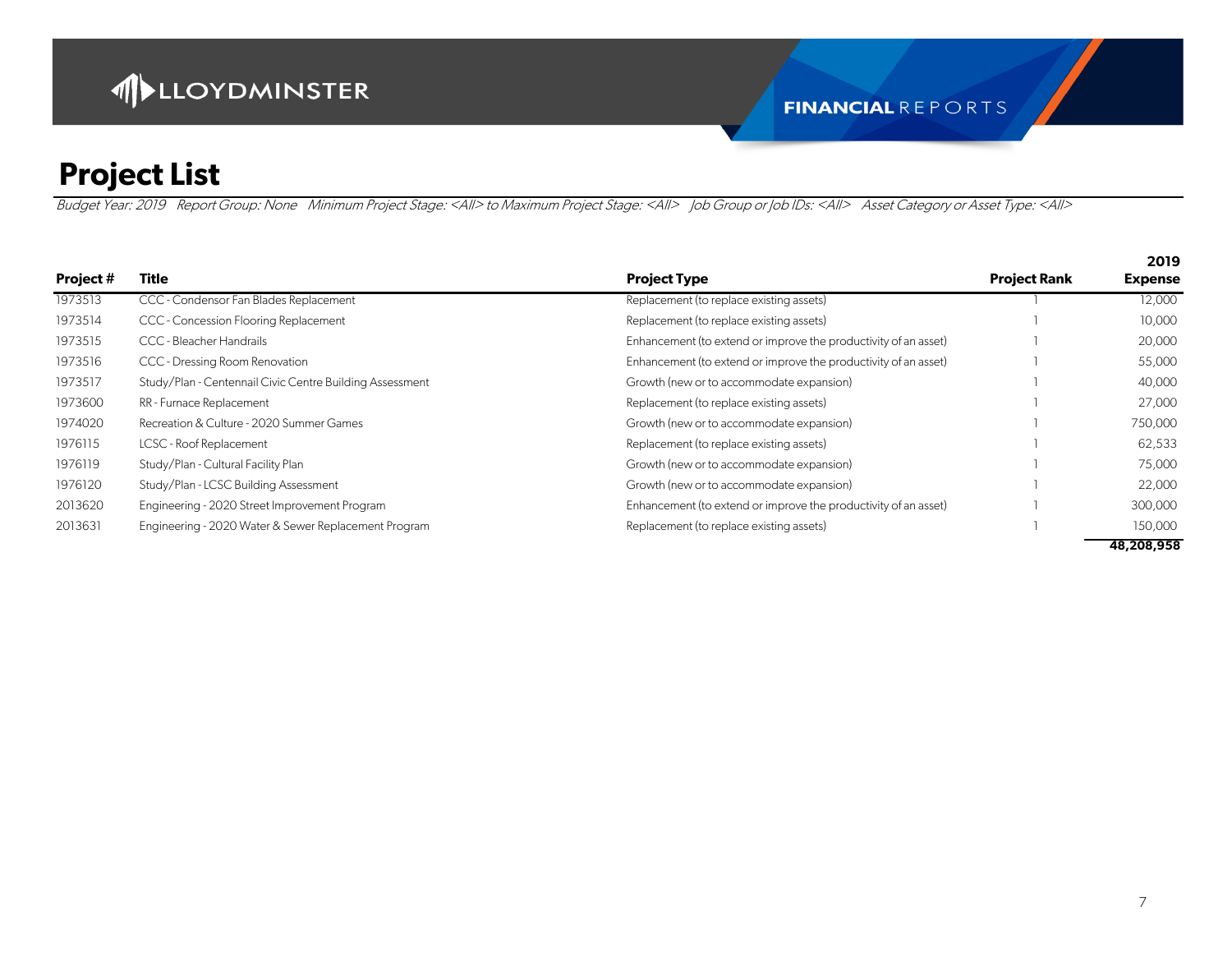# Project List

*Budget Year: 2019 Report Group: None Minimum Project Stage: <All> to Maximum Project Stage: <All> Job Group or Job IDs: <All> Asset Category or Asset Type: <All>*

| Project # | Title | Project Type | Project Rank | 2019 Expense |
|---|---|---|---|---|
| 1973513 | CCC - Condensor Fan Blades Replacement | Replacement (to replace existing assets) | 1 | 12,000 |
| 1973514 | CCC - Concession Flooring Replacement | Replacement (to replace existing assets) | 1 | 10,000 |
| 1973515 | CCC - Bleacher Handrails | Enhancement (to extend or improve the productivity of an asset) | 1 | 20,000 |
| 1973516 | CCC - Dressing Room Renovation | Enhancement (to extend or improve the productivity of an asset) | 1 | 55,000 |
| 1973517 | Study/Plan - Centennail Civic Centre Building Assessment | Growth (new or to accommodate expansion) | 1 | 40,000 |
| 1973600 | RR - Furnace Replacement | Replacement (to replace existing assets) | 1 | 27,000 |
| 1974020 | Recreation & Culture - 2020 Summer Games | Growth (new or to accommodate expansion) | 1 | 750,000 |
| 1976115 | LCSC - Roof Replacement | Replacement (to replace existing assets) | 1 | 62,533 |
| 1976119 | Study/Plan - Cultural Facility Plan | Growth (new or to accommodate expansion) | 1 | 75,000 |
| 1976120 | Study/Plan - LCSC Building Assessment | Growth (new or to accommodate expansion) | 1 | 22,000 |
| 2013620 | Engineering - 2020 Street Improvement Program | Enhancement (to extend or improve the productivity of an asset) | 1 | 300,000 |
| 2013631 | Engineering - 2020 Water & Sewer Replacement Program | Replacement (to replace existing assets) | 1 | 150,000 |
| | | | | **48,208,958** |